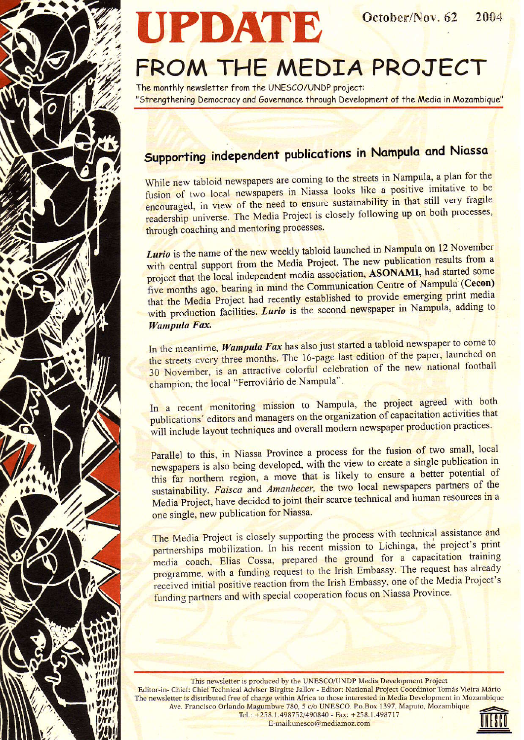# UPDATE FROM THE MEDIA PROJECT

October/Nov. 62 2004

The monthly newsletter from the UNESCO/UNDP project:
"Strengthening Democracy and Governance through Development of the Media in Mozambique"

## Supporting independent publications in Nampula and Niassa

While new tabloid newspapers are coming to the streets in Nampula, a plan for the fusion of two local newspapers in Niassa looks like a positive imitative to be encouraged, in view of the need to ensure sustainability in that still very fragile readership universe. The Media Project is closely following up on both processes, through coaching and mentoring processes.

***Lurio*** is the name of the new weekly tabloid launched in Nampula on 12 November with central support from the Media Project. The new publication results from a project that the local independent media association, **ASONAMI,** had started some five months ago, bearing in mind the Communication Centre of Nampula **(Cecon)** that the Media Project had recently established to provide emerging print media with production facilities. ***Lurio*** is the second newspaper in Nampula, adding to ***Wampula Fax.***

In the meantime, ***Wampula Fax*** has also just started a tabloid newspaper to come to the streets every three months. The 16-page last edition of the paper, launched on 30 November, is an attractive colorful celebration of the new national football champion, the local "Ferroviário de Nampula".

In a recent monitoring mission to Nampula, the project agreed with both publications´ editors and managers on the organization of capacitation activities that will include layout techniques and overall modern newspaper production practices.

Parallel to this, in Niassa Province a process for the fusion of two small, local newspapers is also being developed, with the view to create a single publication in this far northern region, a move that is likely to ensure a better potential of sustainability. *Faisca* and *Amanhecer,* the two local newspapers partners of the Media Project, have decided to joint their scarce technical and human resources in a one single, new publication for Niassa.

The Media Project is closely supporting the process with technical assistance and partnerships mobilization. In his recent mission to Lichinga, the project's print media coach, Elias Cossa, prepared the ground for a capacitation training programme, with a funding request to the Irish Embassy. The request has already received initial positive reaction from the Irish Embassy, one of the Media Project's funding partners and with special cooperation focus on Niassa Province.

---

This newsletter is produced by the UNESCO/UNDP Media Development Project
Editor-in- Chief: Chief Technical Adviser Birgitte Jallov - Editor: National Project Coordintor Tomás Vieira Mário
The newsletter is distributed free of charge within Africa to those interested in Media Development in Mozambique
Ave. Francisco Orlando Magumbwe 780, 5 c/o UNESCO. Po.Box 1397, Maputo, Mozambique
Tel.: +258.1.498752/490840 - Fax: +258.1.498717
E-mail:unesco@mediamoz.com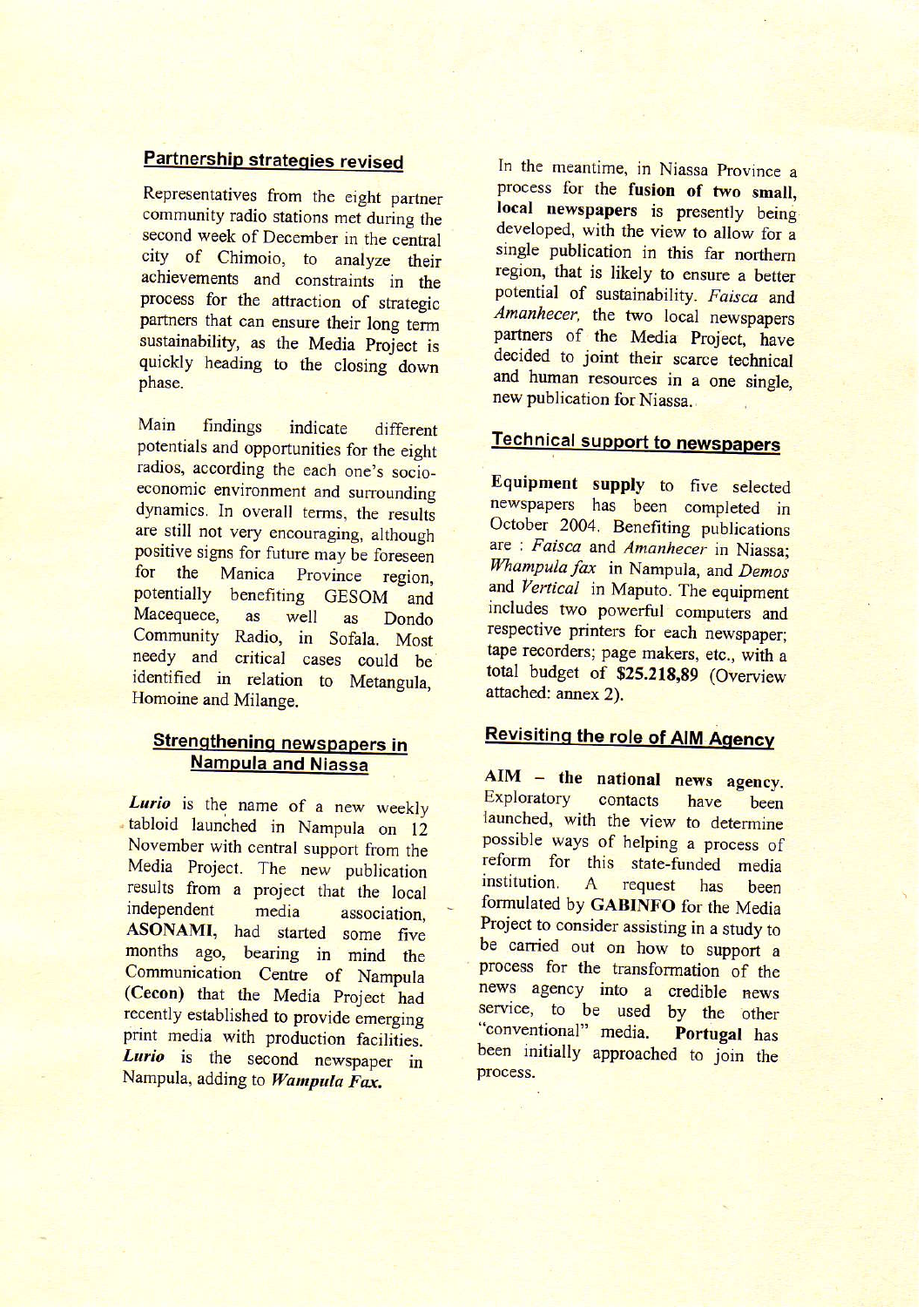## Partnership strategies revised

Representatives from the eight partner community radio stations met during the second week of December in the central city of Chimoio, to analyze their achievements and constraints in the process for the attraction of strategic partners that can ensure their long term sustainability, as the Media Project is quickly heading to the closing down phase.

Main findings indicate different potentials and opportunities for the eight radios, according the each one's socio-economic environment and surrounding dynamics. In overall terms, the results are still not very encouraging, although positive signs for future may be foreseen for the Manica Province region, potentially benefiting GESOM and Macequece, as well as Dondo Community Radio, in Sofala. Most needy and critical cases could be identified in relation to Metangula, Homoine and Milange.

## Strengthening newspapers in Nampula and Niassa

***Lurio*** is the name of a new weekly tabloid launched in Nampula on 12 November with central support from the Media Project. The new publication results from a project that the local independent media association, **ASONAMI**, had started some five months ago, bearing in mind the Communication Centre of Nampula **(Cecon)** that the Media Project had recently established to provide emerging print media with production facilities. ***Lurio*** is the second newspaper in Nampula, adding to ***Wampula Fax.***

In the meantime, in Niassa Province a process for the **fusion of two small, local newspapers** is presently being developed, with the view to allow for a single publication in this far northern region, that is likely to ensure a better potential of sustainability. *Faisca* and *Amanhecer,* the two local newspapers partners of the Media Project, have decided to joint their scarce technical and human resources in a one single, new publication for Niassa.

## Technical support to newspapers

**Equipment supply** to five selected newspapers has been completed in October 2004. Benefiting publications are : *Faisca* and *Amanhecer* in Niassa; *Whampula fax* in Nampula, and *Demos* and *Vertical* in Maputo. The equipment includes two powerful computers and respective printers for each newspaper; tape recorders; page makers, etc., with a total budget of **$25.218,89** (Overview attached: annex 2).

## Revisiting the role of AIM Agency

**AIM – the national news agency.** Exploratory contacts have been launched, with the view to determine possible ways of helping a process of reform for this state-funded media institution. A request has been formulated by **GABINFO** for the Media Project to consider assisting in a study to be carried out on how to support a process for the transformation of the news agency into a credible news service, to be used by the other "conventional" media. **Portugal** has been initially approached to join the process.